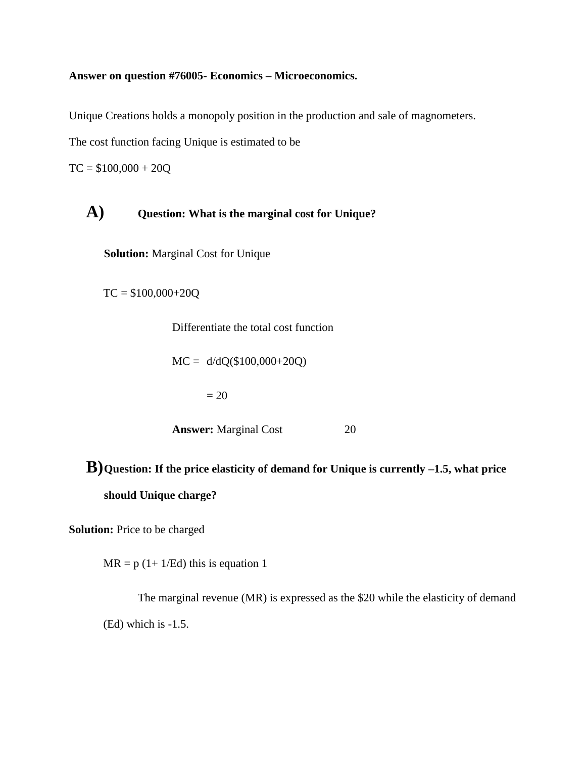**Answer on question #76005- Economics – Microeconomics.**

Unique Creations holds a monopoly position in the production and sale of magnometers.

The cost function facing Unique is estimated to be

$TC = \$100,000 + 20Q$

## A) Question: What is the marginal cost for Unique?

**Solution:** Marginal Cost for Unique

$TC = \$100,000+20Q$

Differentiate the total cost function

$MC = d/dQ(\$100,000+20Q)$

$= 20$

**Answer:** Marginal Cost 20

## B) Question: If the price elasticity of demand for Unique is currently –1.5, what price should Unique charge?

**Solution:** Price to be charged

$MR = p\,(1+ 1/Ed)$ this is equation 1

The marginal revenue (MR) is expressed as the \$20 while the elasticity of demand (Ed) which is -1.5.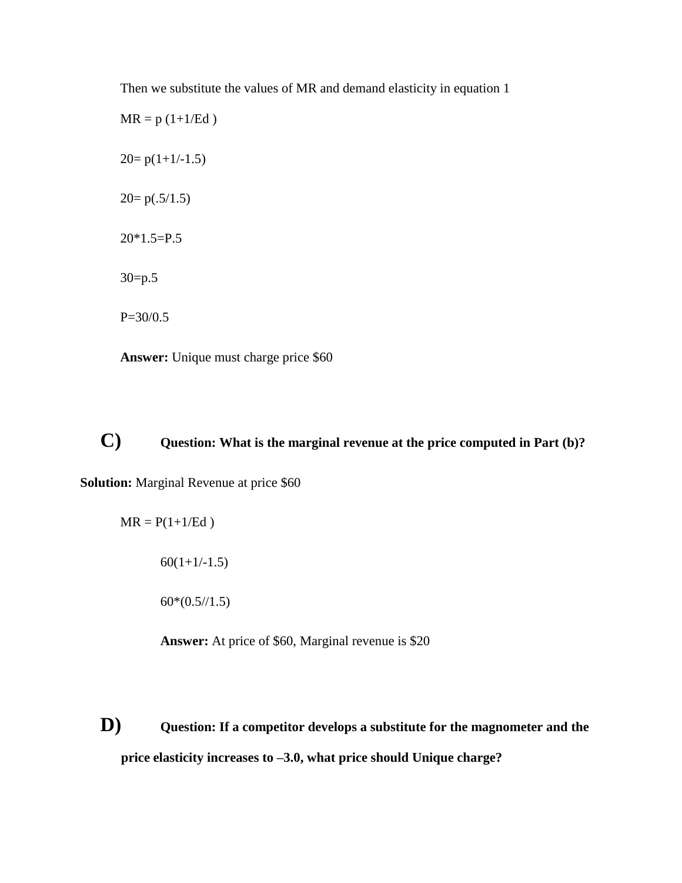Then we substitute the values of MR and demand elasticity in equation 1

$MR = p (1+1/Ed )$

$20= p(1+1/-1.5)$

$20= p(.5/1.5)$

$20*1.5=P.5$

$30=p.5$

$P=30/0.5$

**Answer:** Unique must charge price $60

**C) Question: What is the marginal revenue at the price computed in Part (b)?**

**Solution:** Marginal Revenue at price $60

$MR = P(1+1/Ed )$

$60(1+1/-1.5)$

$60*(0.5//1.5)$

**Answer:** At price of $60, Marginal revenue is $20

**D) Question: If a competitor develops a substitute for the magnometer and the price elasticity increases to –3.0, what price should Unique charge?**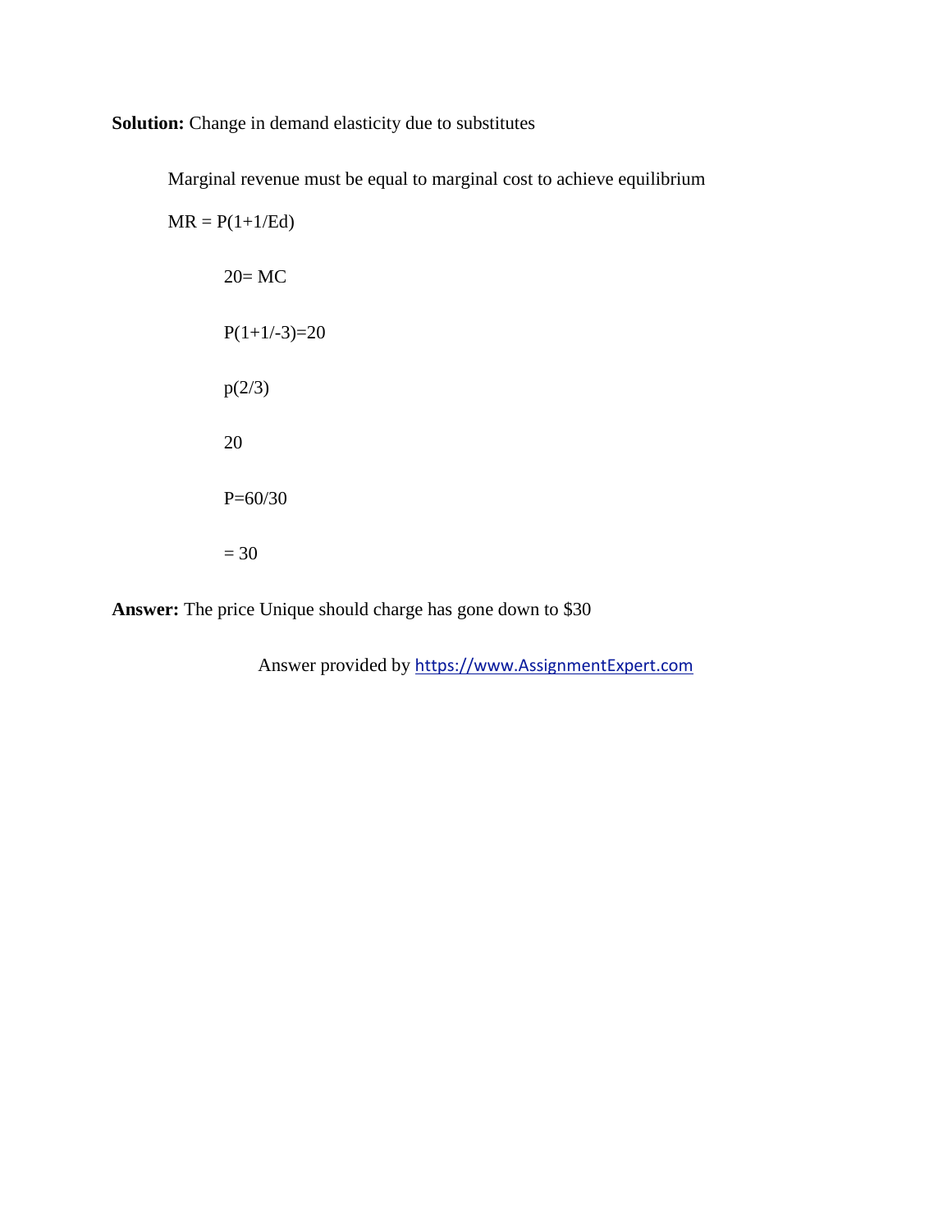**Solution:** Change in demand elasticity due to substitutes

Marginal revenue must be equal to marginal cost to achieve equilibrium

$MR = P(1+1/Ed)$

$20 = MC$

$P(1+1/-3)=20$

$p(2/3)$

$20$

$P=60/30$

$= 30$

**Answer:** The price Unique should charge has gone down to $30

Answer provided by https://www.AssignmentExpert.com